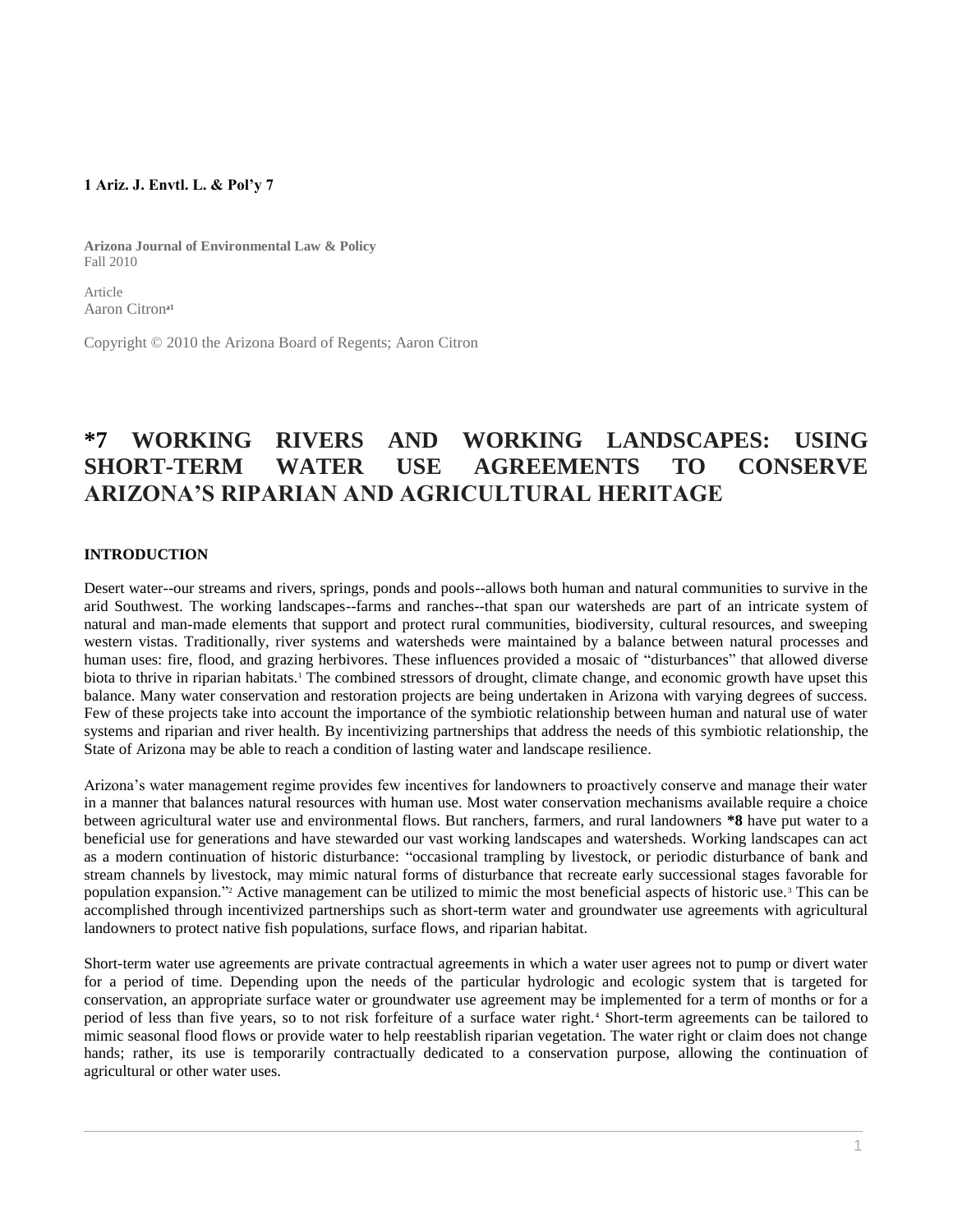**1 Ariz. J. Envtl. L. & Pol'y 7**

**Arizona Journal of Environmental Law & Policy**
Fall 2010

Article
Aaron Citron[a1]

Copyright © 2010 the Arizona Board of Regents; Aaron Citron

# *7 WORKING RIVERS AND WORKING LANDSCAPES: USING SHORT-TERM WATER USE AGREEMENTS TO CONSERVE ARIZONA'S RIPARIAN AND AGRICULTURAL HERITAGE

## INTRODUCTION

Desert water--our streams and rivers, springs, ponds and pools--allows both human and natural communities to survive in the arid Southwest. The working landscapes--farms and ranches--that span our watersheds are part of an intricate system of natural and man-made elements that support and protect rural communities, biodiversity, cultural resources, and sweeping western vistas. Traditionally, river systems and watersheds were maintained by a balance between natural processes and human uses: fire, flood, and grazing herbivores. These influences provided a mosaic of "disturbances" that allowed diverse biota to thrive in riparian habitats.[1] The combined stressors of drought, climate change, and economic growth have upset this balance. Many water conservation and restoration projects are being undertaken in Arizona with varying degrees of success. Few of these projects take into account the importance of the symbiotic relationship between human and natural use of water systems and riparian and river health. By incentivizing partnerships that address the needs of this symbiotic relationship, the State of Arizona may be able to reach a condition of lasting water and landscape resilience.

Arizona's water management regime provides few incentives for landowners to proactively conserve and manage their water in a manner that balances natural resources with human use. Most water conservation mechanisms available require a choice between agricultural water use and environmental flows. But ranchers, farmers, and rural landowners **\*8** have put water to a beneficial use for generations and have stewarded our vast working landscapes and watersheds. Working landscapes can act as a modern continuation of historic disturbance: "occasional trampling by livestock, or periodic disturbance of bank and stream channels by livestock, may mimic natural forms of disturbance that recreate early successional stages favorable for population expansion."[2] Active management can be utilized to mimic the most beneficial aspects of historic use.[3] This can be accomplished through incentivized partnerships such as short-term water and groundwater use agreements with agricultural landowners to protect native fish populations, surface flows, and riparian habitat.

Short-term water use agreements are private contractual agreements in which a water user agrees not to pump or divert water for a period of time. Depending upon the needs of the particular hydrologic and ecologic system that is targeted for conservation, an appropriate surface water or groundwater use agreement may be implemented for a term of months or for a period of less than five years, so to not risk forfeiture of a surface water right.[4] Short-term agreements can be tailored to mimic seasonal flood flows or provide water to help reestablish riparian vegetation. The water right or claim does not change hands; rather, its use is temporarily contractually dedicated to a conservation purpose, allowing the continuation of agricultural or other water uses.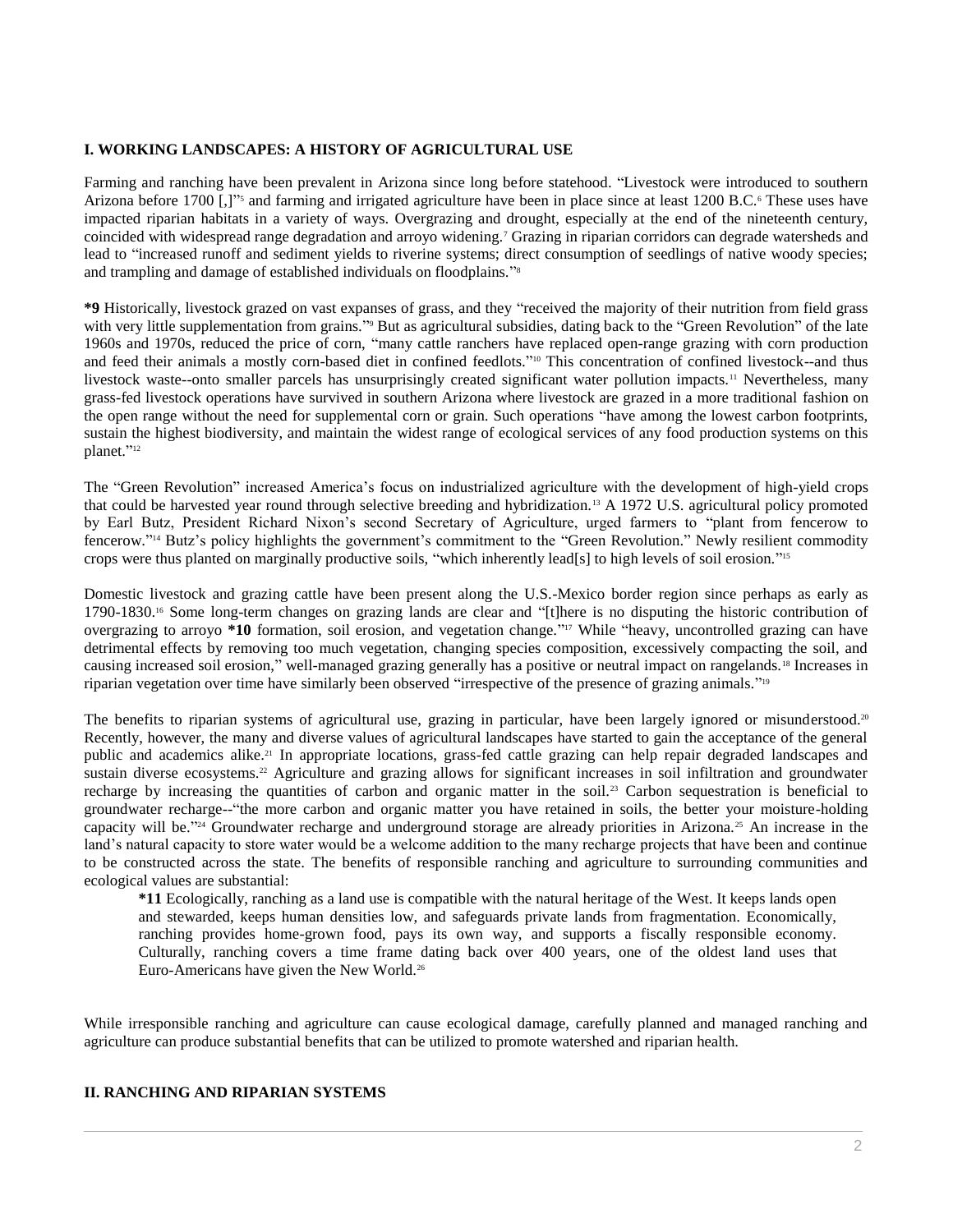## I. WORKING LANDSCAPES: A HISTORY OF AGRICULTURAL USE

Farming and ranching have been prevalent in Arizona since long before statehood. "Livestock were introduced to southern Arizona before 1700 [,]"[5] and farming and irrigated agriculture have been in place since at least 1200 B.C.[6] These uses have impacted riparian habitats in a variety of ways. Overgrazing and drought, especially at the end of the nineteenth century, coincided with widespread range degradation and arroyo widening.[7] Grazing in riparian corridors can degrade watersheds and lead to "increased runoff and sediment yields to riverine systems; direct consumption of seedlings of native woody species; and trampling and damage of established individuals on floodplains."[8]

**\*9** Historically, livestock grazed on vast expanses of grass, and they "received the majority of their nutrition from field grass with very little supplementation from grains."[9] But as agricultural subsidies, dating back to the "Green Revolution" of the late 1960s and 1970s, reduced the price of corn, "many cattle ranchers have replaced open-range grazing with corn production and feed their animals a mostly corn-based diet in confined feedlots."[10] This concentration of confined livestock--and thus livestock waste--onto smaller parcels has unsurprisingly created significant water pollution impacts.[11] Nevertheless, many grass-fed livestock operations have survived in southern Arizona where livestock are grazed in a more traditional fashion on the open range without the need for supplemental corn or grain. Such operations "have among the lowest carbon footprints, sustain the highest biodiversity, and maintain the widest range of ecological services of any food production systems on this planet."[12]

The "Green Revolution" increased America's focus on industrialized agriculture with the development of high-yield crops that could be harvested year round through selective breeding and hybridization.[13] A 1972 U.S. agricultural policy promoted by Earl Butz, President Richard Nixon's second Secretary of Agriculture, urged farmers to "plant from fencerow to fencerow."[14] Butz's policy highlights the government's commitment to the "Green Revolution." Newly resilient commodity crops were thus planted on marginally productive soils, "which inherently lead[s] to high levels of soil erosion."[15]

Domestic livestock and grazing cattle have been present along the U.S.-Mexico border region since perhaps as early as 1790-1830.[16] Some long-term changes on grazing lands are clear and "[t]here is no disputing the historic contribution of overgrazing to arroyo **\*10** formation, soil erosion, and vegetation change."[17] While "heavy, uncontrolled grazing can have detrimental effects by removing too much vegetation, changing species composition, excessively compacting the soil, and causing increased soil erosion," well-managed grazing generally has a positive or neutral impact on rangelands.[18] Increases in riparian vegetation over time have similarly been observed "irrespective of the presence of grazing animals."[19]

The benefits to riparian systems of agricultural use, grazing in particular, have been largely ignored or misunderstood.[20] Recently, however, the many and diverse values of agricultural landscapes have started to gain the acceptance of the general public and academics alike.[21] In appropriate locations, grass-fed cattle grazing can help repair degraded landscapes and sustain diverse ecosystems.[22] Agriculture and grazing allows for significant increases in soil infiltration and groundwater recharge by increasing the quantities of carbon and organic matter in the soil.[23] Carbon sequestration is beneficial to groundwater recharge--"the more carbon and organic matter you have retained in soils, the better your moisture-holding capacity will be."[24] Groundwater recharge and underground storage are already priorities in Arizona.[25] An increase in the land's natural capacity to store water would be a welcome addition to the many recharge projects that have been and continue to be constructed across the state. The benefits of responsible ranching and agriculture to surrounding communities and ecological values are substantial:

> **\*11** Ecologically, ranching as a land use is compatible with the natural heritage of the West. It keeps lands open and stewarded, keeps human densities low, and safeguards private lands from fragmentation. Economically, ranching provides home-grown food, pays its own way, and supports a fiscally responsible economy. Culturally, ranching covers a time frame dating back over 400 years, one of the oldest land uses that Euro-Americans have given the New World.[26]

While irresponsible ranching and agriculture can cause ecological damage, carefully planned and managed ranching and agriculture can produce substantial benefits that can be utilized to promote watershed and riparian health.

## II. RANCHING AND RIPARIAN SYSTEMS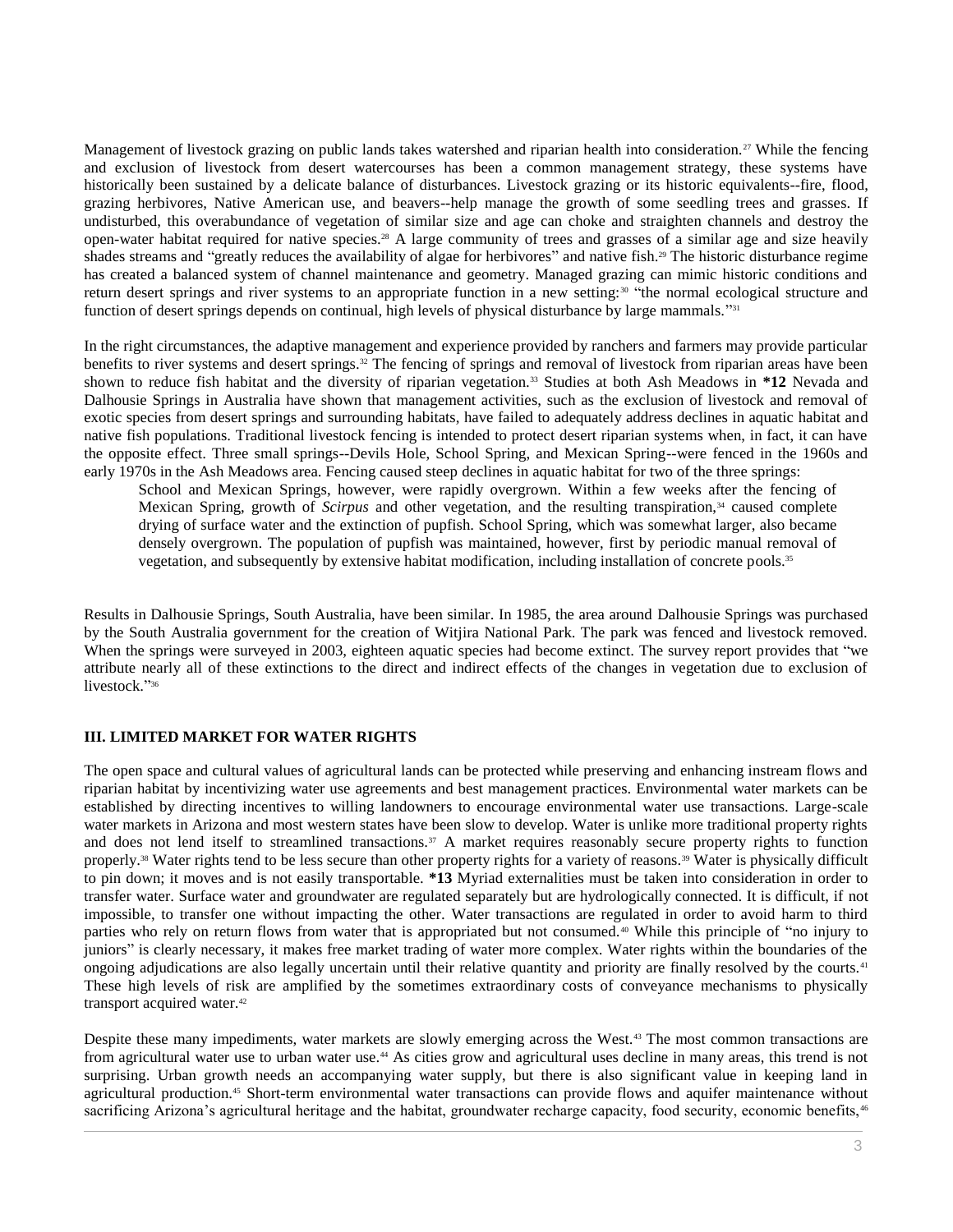Management of livestock grazing on public lands takes watershed and riparian health into consideration.[27] While the fencing and exclusion of livestock from desert watercourses has been a common management strategy, these systems have historically been sustained by a delicate balance of disturbances. Livestock grazing or its historic equivalents--fire, flood, grazing herbivores, Native American use, and beavers--help manage the growth of some seedling trees and grasses. If undisturbed, this overabundance of vegetation of similar size and age can choke and straighten channels and destroy the open-water habitat required for native species.[28] A large community of trees and grasses of a similar age and size heavily shades streams and "greatly reduces the availability of algae for herbivores" and native fish.[29] The historic disturbance regime has created a balanced system of channel maintenance and geometry. Managed grazing can mimic historic conditions and return desert springs and river systems to an appropriate function in a new setting:[30] "the normal ecological structure and function of desert springs depends on continual, high levels of physical disturbance by large mammals."[31]

In the right circumstances, the adaptive management and experience provided by ranchers and farmers may provide particular benefits to river systems and desert springs.[32] The fencing of springs and removal of livestock from riparian areas have been shown to reduce fish habitat and the diversity of riparian vegetation.[33] Studies at both Ash Meadows in **\*12** Nevada and Dalhousie Springs in Australia have shown that management activities, such as the exclusion of livestock and removal of exotic species from desert springs and surrounding habitats, have failed to adequately address declines in aquatic habitat and native fish populations. Traditional livestock fencing is intended to protect desert riparian systems when, in fact, it can have the opposite effect. Three small springs--Devils Hole, School Spring, and Mexican Spring--were fenced in the 1960s and early 1970s in the Ash Meadows area. Fencing caused steep declines in aquatic habitat for two of the three springs:

> School and Mexican Springs, however, were rapidly overgrown. Within a few weeks after the fencing of Mexican Spring, growth of *Scirpus* and other vegetation, and the resulting transpiration,[34] caused complete drying of surface water and the extinction of pupfish. School Spring, which was somewhat larger, also became densely overgrown. The population of pupfish was maintained, however, first by periodic manual removal of vegetation, and subsequently by extensive habitat modification, including installation of concrete pools.[35]

Results in Dalhousie Springs, South Australia, have been similar. In 1985, the area around Dalhousie Springs was purchased by the South Australia government for the creation of Witjira National Park. The park was fenced and livestock removed. When the springs were surveyed in 2003, eighteen aquatic species had become extinct. The survey report provides that "we attribute nearly all of these extinctions to the direct and indirect effects of the changes in vegetation due to exclusion of livestock."[36]

### III. LIMITED MARKET FOR WATER RIGHTS

The open space and cultural values of agricultural lands can be protected while preserving and enhancing instream flows and riparian habitat by incentivizing water use agreements and best management practices. Environmental water markets can be established by directing incentives to willing landowners to encourage environmental water use transactions. Large-scale water markets in Arizona and most western states have been slow to develop. Water is unlike more traditional property rights and does not lend itself to streamlined transactions.[37] A market requires reasonably secure property rights to function properly.[38] Water rights tend to be less secure than other property rights for a variety of reasons.[39] Water is physically difficult to pin down; it moves and is not easily transportable. **\*13** Myriad externalities must be taken into consideration in order to transfer water. Surface water and groundwater are regulated separately but are hydrologically connected. It is difficult, if not impossible, to transfer one without impacting the other. Water transactions are regulated in order to avoid harm to third parties who rely on return flows from water that is appropriated but not consumed.[40] While this principle of "no injury to juniors" is clearly necessary, it makes free market trading of water more complex. Water rights within the boundaries of the ongoing adjudications are also legally uncertain until their relative quantity and priority are finally resolved by the courts.[41] These high levels of risk are amplified by the sometimes extraordinary costs of conveyance mechanisms to physically transport acquired water.[42]

Despite these many impediments, water markets are slowly emerging across the West.[43] The most common transactions are from agricultural water use to urban water use.[44] As cities grow and agricultural uses decline in many areas, this trend is not surprising. Urban growth needs an accompanying water supply, but there is also significant value in keeping land in agricultural production.[45] Short-term environmental water transactions can provide flows and aquifer maintenance without sacrificing Arizona's agricultural heritage and the habitat, groundwater recharge capacity, food security, economic benefits,[46]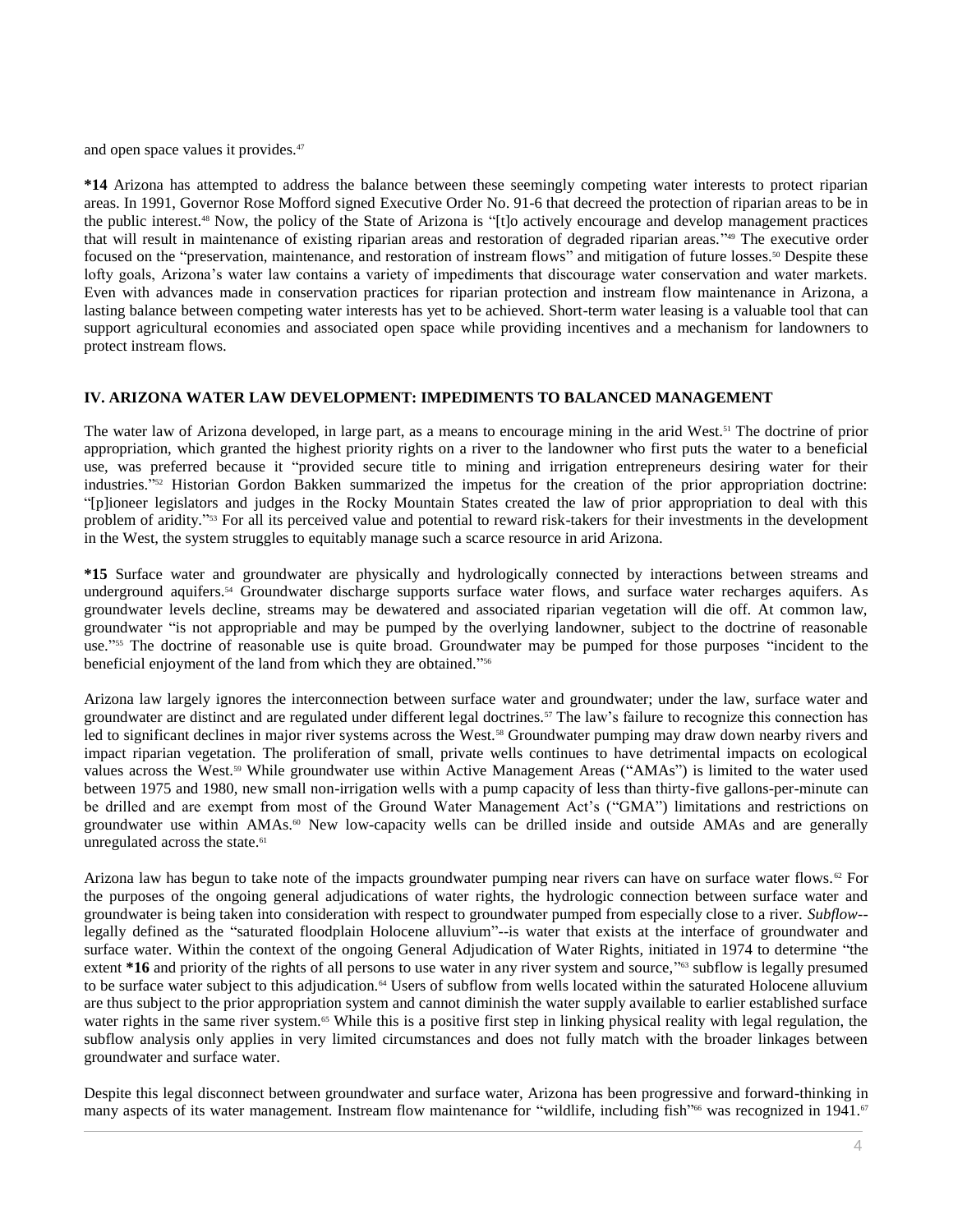and open space values it provides.[47]

**\*14** Arizona has attempted to address the balance between these seemingly competing water interests to protect riparian areas. In 1991, Governor Rose Mofford signed Executive Order No. 91-6 that decreed the protection of riparian areas to be in the public interest.[48] Now, the policy of the State of Arizona is "[t]o actively encourage and develop management practices that will result in maintenance of existing riparian areas and restoration of degraded riparian areas."[49] The executive order focused on the "preservation, maintenance, and restoration of instream flows" and mitigation of future losses.[50] Despite these lofty goals, Arizona's water law contains a variety of impediments that discourage water conservation and water markets. Even with advances made in conservation practices for riparian protection and instream flow maintenance in Arizona, a lasting balance between competing water interests has yet to be achieved. Short-term water leasing is a valuable tool that can support agricultural economies and associated open space while providing incentives and a mechanism for landowners to protect instream flows.

## IV. ARIZONA WATER LAW DEVELOPMENT: IMPEDIMENTS TO BALANCED MANAGEMENT

The water law of Arizona developed, in large part, as a means to encourage mining in the arid West.[51] The doctrine of prior appropriation, which granted the highest priority rights on a river to the landowner who first puts the water to a beneficial use, was preferred because it "provided secure title to mining and irrigation entrepreneurs desiring water for their industries."[52] Historian Gordon Bakken summarized the impetus for the creation of the prior appropriation doctrine: "[p]ioneer legislators and judges in the Rocky Mountain States created the law of prior appropriation to deal with this problem of aridity."[53] For all its perceived value and potential to reward risk-takers for their investments in the development in the West, the system struggles to equitably manage such a scarce resource in arid Arizona.

**\*15** Surface water and groundwater are physically and hydrologically connected by interactions between streams and underground aquifers.[54] Groundwater discharge supports surface water flows, and surface water recharges aquifers. As groundwater levels decline, streams may be dewatered and associated riparian vegetation will die off. At common law, groundwater "is not appropriable and may be pumped by the overlying landowner, subject to the doctrine of reasonable use."[55] The doctrine of reasonable use is quite broad. Groundwater may be pumped for those purposes "incident to the beneficial enjoyment of the land from which they are obtained."[56]

Arizona law largely ignores the interconnection between surface water and groundwater; under the law, surface water and groundwater are distinct and are regulated under different legal doctrines.[57] The law's failure to recognize this connection has led to significant declines in major river systems across the West.[58] Groundwater pumping may draw down nearby rivers and impact riparian vegetation. The proliferation of small, private wells continues to have detrimental impacts on ecological values across the West.[59] While groundwater use within Active Management Areas ("AMAs") is limited to the water used between 1975 and 1980, new small non-irrigation wells with a pump capacity of less than thirty-five gallons-per-minute can be drilled and are exempt from most of the Ground Water Management Act's ("GMA") limitations and restrictions on groundwater use within AMAs.[60] New low-capacity wells can be drilled inside and outside AMAs and are generally unregulated across the state.[61]

Arizona law has begun to take note of the impacts groundwater pumping near rivers can have on surface water flows.[62] For the purposes of the ongoing general adjudications of water rights, the hydrologic connection between surface water and groundwater is being taken into consideration with respect to groundwater pumped from especially close to a river. *Subflow*--legally defined as the "saturated floodplain Holocene alluvium"--is water that exists at the interface of groundwater and surface water. Within the context of the ongoing General Adjudication of Water Rights, initiated in 1974 to determine "the extent **\*16** and priority of the rights of all persons to use water in any river system and source,"[63] subflow is legally presumed to be surface water subject to this adjudication.[64] Users of subflow from wells located within the saturated Holocene alluvium are thus subject to the prior appropriation system and cannot diminish the water supply available to earlier established surface water rights in the same river system.[65] While this is a positive first step in linking physical reality with legal regulation, the subflow analysis only applies in very limited circumstances and does not fully match with the broader linkages between groundwater and surface water.

Despite this legal disconnect between groundwater and surface water, Arizona has been progressive and forward-thinking in many aspects of its water management. Instream flow maintenance for "wildlife, including fish"[66] was recognized in 1941.[67]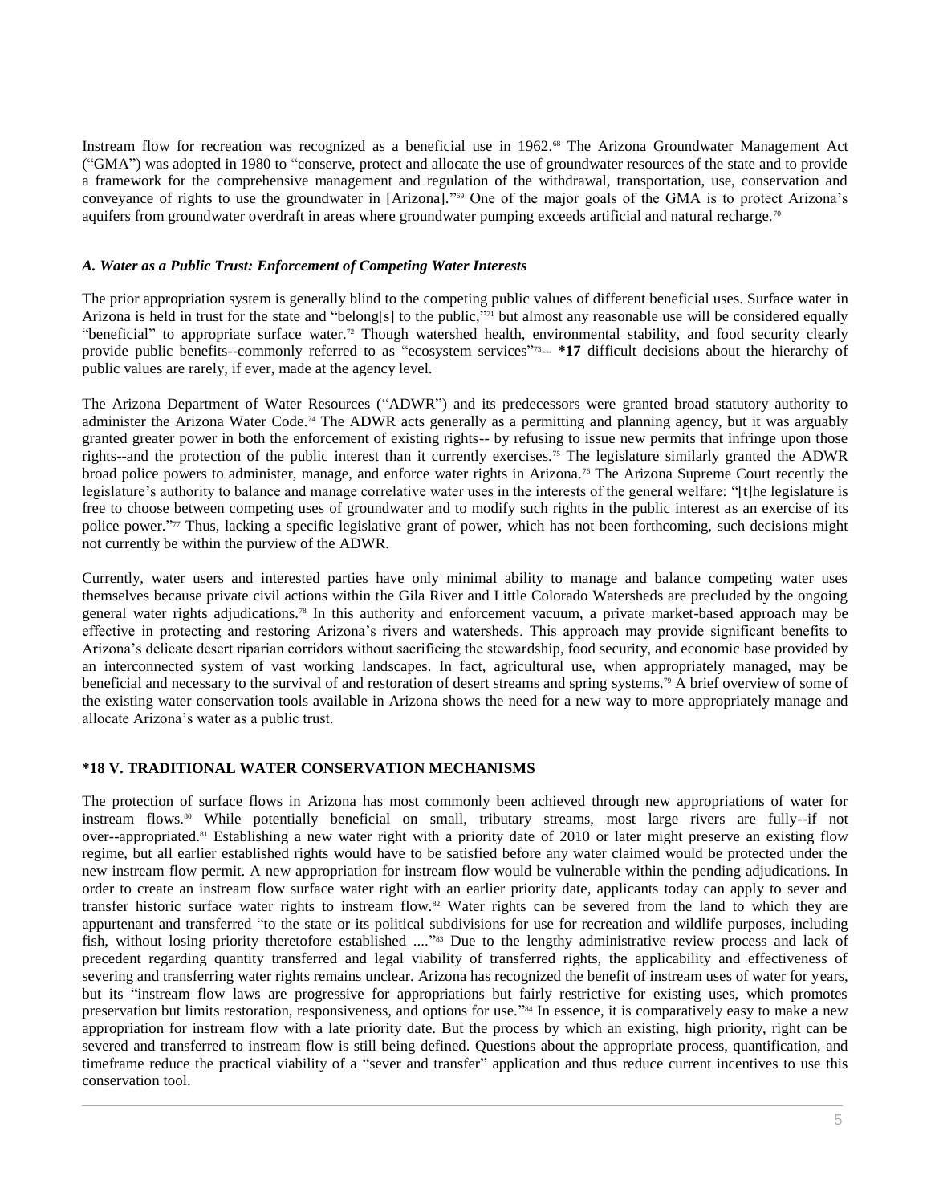Instream flow for recreation was recognized as a beneficial use in 1962.[68] The Arizona Groundwater Management Act ("GMA") was adopted in 1980 to "conserve, protect and allocate the use of groundwater resources of the state and to provide a framework for the comprehensive management and regulation of the withdrawal, transportation, use, conservation and conveyance of rights to use the groundwater in [Arizona]."[69] One of the major goals of the GMA is to protect Arizona's aquifers from groundwater overdraft in areas where groundwater pumping exceeds artificial and natural recharge.[70]

### *A. Water as a Public Trust: Enforcement of Competing Water Interests*

The prior appropriation system is generally blind to the competing public values of different beneficial uses. Surface water in Arizona is held in trust for the state and "belong[s] to the public,"[71] but almost any reasonable use will be considered equally "beneficial" to appropriate surface water.[72] Though watershed health, environmental stability, and food security clearly provide public benefits--commonly referred to as "ecosystem services"[73]-- **\*17** difficult decisions about the hierarchy of public values are rarely, if ever, made at the agency level.

The Arizona Department of Water Resources ("ADWR") and its predecessors were granted broad statutory authority to administer the Arizona Water Code.[74] The ADWR acts generally as a permitting and planning agency, but it was arguably granted greater power in both the enforcement of existing rights-- by refusing to issue new permits that infringe upon those rights--and the protection of the public interest than it currently exercises.[75] The legislature similarly granted the ADWR broad police powers to administer, manage, and enforce water rights in Arizona.[76] The Arizona Supreme Court recently the legislature's authority to balance and manage correlative water uses in the interests of the general welfare: "[t]he legislature is free to choose between competing uses of groundwater and to modify such rights in the public interest as an exercise of its police power."[77] Thus, lacking a specific legislative grant of power, which has not been forthcoming, such decisions might not currently be within the purview of the ADWR.

Currently, water users and interested parties have only minimal ability to manage and balance competing water uses themselves because private civil actions within the Gila River and Little Colorado Watersheds are precluded by the ongoing general water rights adjudications.[78] In this authority and enforcement vacuum, a private market-based approach may be effective in protecting and restoring Arizona's rivers and watersheds. This approach may provide significant benefits to Arizona's delicate desert riparian corridors without sacrificing the stewardship, food security, and economic base provided by an interconnected system of vast working landscapes. In fact, agricultural use, when appropriately managed, may be beneficial and necessary to the survival of and restoration of desert streams and spring systems.[79] A brief overview of some of the existing water conservation tools available in Arizona shows the need for a new way to more appropriately manage and allocate Arizona's water as a public trust.

## \*18 V. TRADITIONAL WATER CONSERVATION MECHANISMS

The protection of surface flows in Arizona has most commonly been achieved through new appropriations of water for instream flows.[80] While potentially beneficial on small, tributary streams, most large rivers are fully--if not over--appropriated.[81] Establishing a new water right with a priority date of 2010 or later might preserve an existing flow regime, but all earlier established rights would have to be satisfied before any water claimed would be protected under the new instream flow permit. A new appropriation for instream flow would be vulnerable within the pending adjudications. In order to create an instream flow surface water right with an earlier priority date, applicants today can apply to sever and transfer historic surface water rights to instream flow.[82] Water rights can be severed from the land to which they are appurtenant and transferred "to the state or its political subdivisions for use for recreation and wildlife purposes, including fish, without losing priority theretofore established ...."[83] Due to the lengthy administrative review process and lack of precedent regarding quantity transferred and legal viability of transferred rights, the applicability and effectiveness of severing and transferring water rights remains unclear. Arizona has recognized the benefit of instream uses of water for years, but its "instream flow laws are progressive for appropriations but fairly restrictive for existing uses, which promotes preservation but limits restoration, responsiveness, and options for use."[84] In essence, it is comparatively easy to make a new appropriation for instream flow with a late priority date. But the process by which an existing, high priority, right can be severed and transferred to instream flow is still being defined. Questions about the appropriate process, quantification, and timeframe reduce the practical viability of a "sever and transfer" application and thus reduce current incentives to use this conservation tool.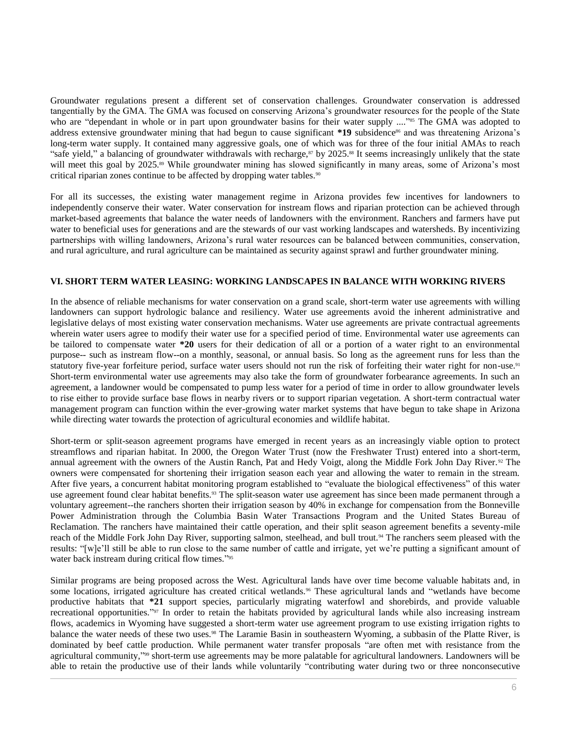Groundwater regulations present a different set of conservation challenges. Groundwater conservation is addressed tangentially by the GMA. The GMA was focused on conserving Arizona's groundwater resources for the people of the State who are "dependant in whole or in part upon groundwater basins for their water supply ...."[85] The GMA was adopted to address extensive groundwater mining that had begun to cause significant **\*19** subsidence[86] and was threatening Arizona's long-term water supply. It contained many aggressive goals, one of which was for three of the four initial AMAs to reach "safe yield," a balancing of groundwater withdrawals with recharge,[87] by 2025.[88] It seems increasingly unlikely that the state will meet this goal by 2025.[89] While groundwater mining has slowed significantly in many areas, some of Arizona's most critical riparian zones continue to be affected by dropping water tables.[90]

For all its successes, the existing water management regime in Arizona provides few incentives for landowners to independently conserve their water. Water conservation for instream flows and riparian protection can be achieved through market-based agreements that balance the water needs of landowners with the environment. Ranchers and farmers have put water to beneficial uses for generations and are the stewards of our vast working landscapes and watersheds. By incentivizing partnerships with willing landowners, Arizona's rural water resources can be balanced between communities, conservation, and rural agriculture, and rural agriculture can be maintained as security against sprawl and further groundwater mining.

## VI. SHORT TERM WATER LEASING: WORKING LANDSCAPES IN BALANCE WITH WORKING RIVERS

In the absence of reliable mechanisms for water conservation on a grand scale, short-term water use agreements with willing landowners can support hydrologic balance and resiliency. Water use agreements avoid the inherent administrative and legislative delays of most existing water conservation mechanisms. Water use agreements are private contractual agreements wherein water users agree to modify their water use for a specified period of time. Environmental water use agreements can be tailored to compensate water **\*20** users for their dedication of all or a portion of a water right to an environmental purpose-- such as instream flow--on a monthly, seasonal, or annual basis. So long as the agreement runs for less than the statutory five-year forfeiture period, surface water users should not run the risk of forfeiting their water right for non-use.[91] Short-term environmental water use agreements may also take the form of groundwater forbearance agreements. In such an agreement, a landowner would be compensated to pump less water for a period of time in order to allow groundwater levels to rise either to provide surface base flows in nearby rivers or to support riparian vegetation. A short-term contractual water management program can function within the ever-growing water market systems that have begun to take shape in Arizona while directing water towards the protection of agricultural economies and wildlife habitat.

Short-term or split-season agreement programs have emerged in recent years as an increasingly viable option to protect streamflows and riparian habitat. In 2000, the Oregon Water Trust (now the Freshwater Trust) entered into a short-term, annual agreement with the owners of the Austin Ranch, Pat and Hedy Voigt, along the Middle Fork John Day River.[92] The owners were compensated for shortening their irrigation season each year and allowing the water to remain in the stream. After five years, a concurrent habitat monitoring program established to "evaluate the biological effectiveness" of this water use agreement found clear habitat benefits.[93] The split-season water use agreement has since been made permanent through a voluntary agreement--the ranchers shorten their irrigation season by 40% in exchange for compensation from the Bonneville Power Administration through the Columbia Basin Water Transactions Program and the United States Bureau of Reclamation. The ranchers have maintained their cattle operation, and their split season agreement benefits a seventy-mile reach of the Middle Fork John Day River, supporting salmon, steelhead, and bull trout.[94] The ranchers seem pleased with the results: "[w]e'll still be able to run close to the same number of cattle and irrigate, yet we're putting a significant amount of water back instream during critical flow times."[95]

Similar programs are being proposed across the West. Agricultural lands have over time become valuable habitats and, in some locations, irrigated agriculture has created critical wetlands.[96] These agricultural lands and "wetlands have become productive habitats that **\*21** support species, particularly migrating waterfowl and shorebirds, and provide valuable recreational opportunities."[97] In order to retain the habitats provided by agricultural lands while also increasing instream flows, academics in Wyoming have suggested a short-term water use agreement program to use existing irrigation rights to balance the water needs of these two uses.[98] The Laramie Basin in southeastern Wyoming, a subbasin of the Platte River, is dominated by beef cattle production. While permanent water transfer proposals "are often met with resistance from the agricultural community,"[99] short-term use agreements may be more palatable for agricultural landowners. Landowners will be able to retain the productive use of their lands while voluntarily "contributing water during two or three nonconsecutive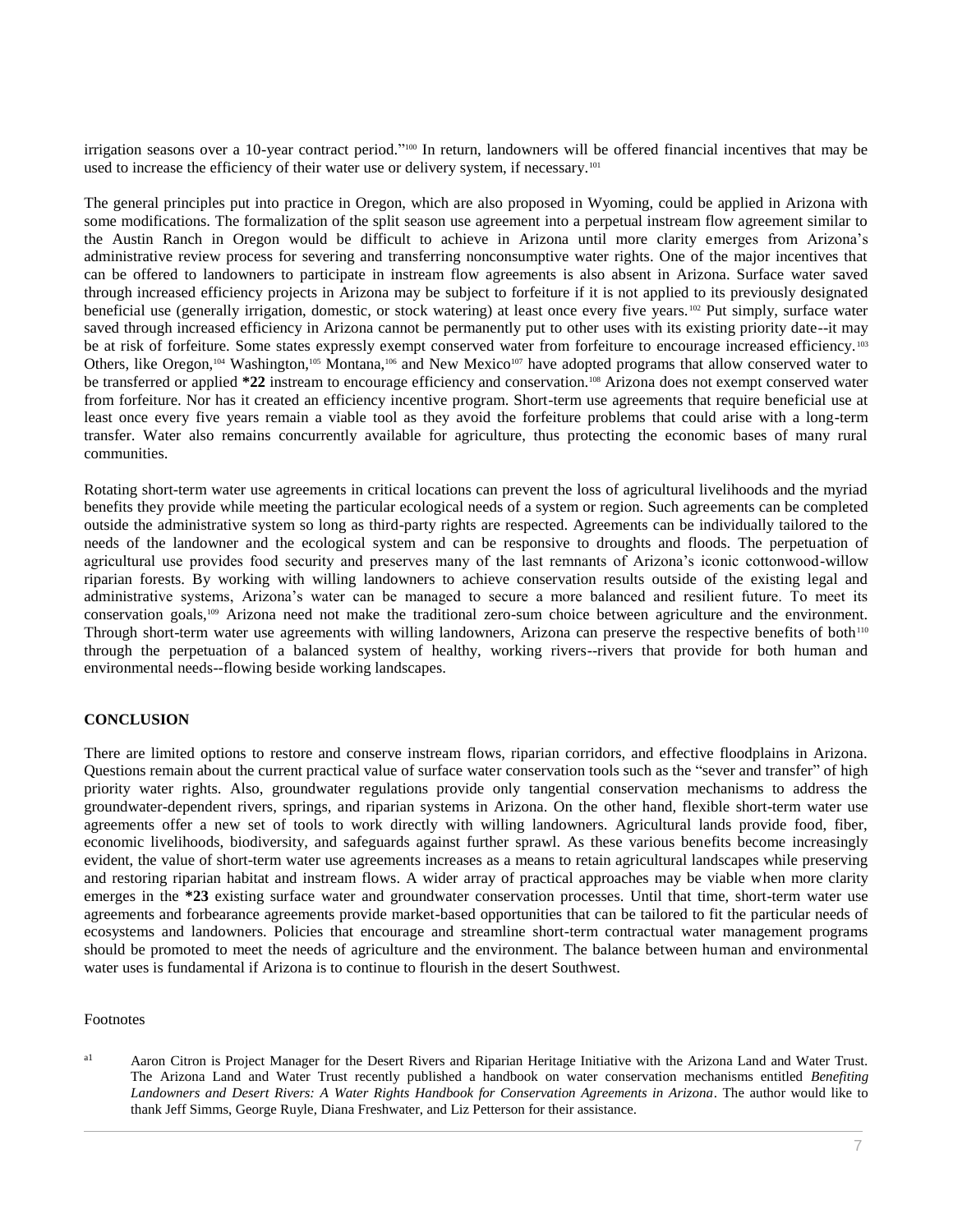irrigation seasons over a 10-year contract period."[100] In return, landowners will be offered financial incentives that may be used to increase the efficiency of their water use or delivery system, if necessary.[101]

The general principles put into practice in Oregon, which are also proposed in Wyoming, could be applied in Arizona with some modifications. The formalization of the split season use agreement into a perpetual instream flow agreement similar to the Austin Ranch in Oregon would be difficult to achieve in Arizona until more clarity emerges from Arizona's administrative review process for severing and transferring nonconsumptive water rights. One of the major incentives that can be offered to landowners to participate in instream flow agreements is also absent in Arizona. Surface water saved through increased efficiency projects in Arizona may be subject to forfeiture if it is not applied to its previously designated beneficial use (generally irrigation, domestic, or stock watering) at least once every five years.[102] Put simply, surface water saved through increased efficiency in Arizona cannot be permanently put to other uses with its existing priority date--it may be at risk of forfeiture. Some states expressly exempt conserved water from forfeiture to encourage increased efficiency.[103] Others, like Oregon,[104] Washington,[105] Montana,[106] and New Mexico[107] have adopted programs that allow conserved water to be transferred or applied **\*22** instream to encourage efficiency and conservation.[108] Arizona does not exempt conserved water from forfeiture. Nor has it created an efficiency incentive program. Short-term use agreements that require beneficial use at least once every five years remain a viable tool as they avoid the forfeiture problems that could arise with a long-term transfer. Water also remains concurrently available for agriculture, thus protecting the economic bases of many rural communities.

Rotating short-term water use agreements in critical locations can prevent the loss of agricultural livelihoods and the myriad benefits they provide while meeting the particular ecological needs of a system or region. Such agreements can be completed outside the administrative system so long as third-party rights are respected. Agreements can be individually tailored to the needs of the landowner and the ecological system and can be responsive to droughts and floods. The perpetuation of agricultural use provides food security and preserves many of the last remnants of Arizona's iconic cottonwood-willow riparian forests. By working with willing landowners to achieve conservation results outside of the existing legal and administrative systems, Arizona's water can be managed to secure a more balanced and resilient future. To meet its conservation goals,[109] Arizona need not make the traditional zero-sum choice between agriculture and the environment. Through short-term water use agreements with willing landowners, Arizona can preserve the respective benefits of both[110] through the perpetuation of a balanced system of healthy, working rivers--rivers that provide for both human and environmental needs--flowing beside working landscapes.

## CONCLUSION

There are limited options to restore and conserve instream flows, riparian corridors, and effective floodplains in Arizona. Questions remain about the current practical value of surface water conservation tools such as the "sever and transfer" of high priority water rights. Also, groundwater regulations provide only tangential conservation mechanisms to address the groundwater-dependent rivers, springs, and riparian systems in Arizona. On the other hand, flexible short-term water use agreements offer a new set of tools to work directly with willing landowners. Agricultural lands provide food, fiber, economic livelihoods, biodiversity, and safeguards against further sprawl. As these various benefits become increasingly evident, the value of short-term water use agreements increases as a means to retain agricultural landscapes while preserving and restoring riparian habitat and instream flows. A wider array of practical approaches may be viable when more clarity emerges in the **\*23** existing surface water and groundwater conservation processes. Until that time, short-term water use agreements and forbearance agreements provide market-based opportunities that can be tailored to fit the particular needs of ecosystems and landowners. Policies that encourage and streamline short-term contractual water management programs should be promoted to meet the needs of agriculture and the environment. The balance between human and environmental water uses is fundamental if Arizona is to continue to flourish in the desert Southwest.

Footnotes

[a1] Aaron Citron is Project Manager for the Desert Rivers and Riparian Heritage Initiative with the Arizona Land and Water Trust. The Arizona Land and Water Trust recently published a handbook on water conservation mechanisms entitled *Benefiting Landowners and Desert Rivers: A Water Rights Handbook for Conservation Agreements in Arizona*. The author would like to thank Jeff Simms, George Ruyle, Diana Freshwater, and Liz Petterson for their assistance.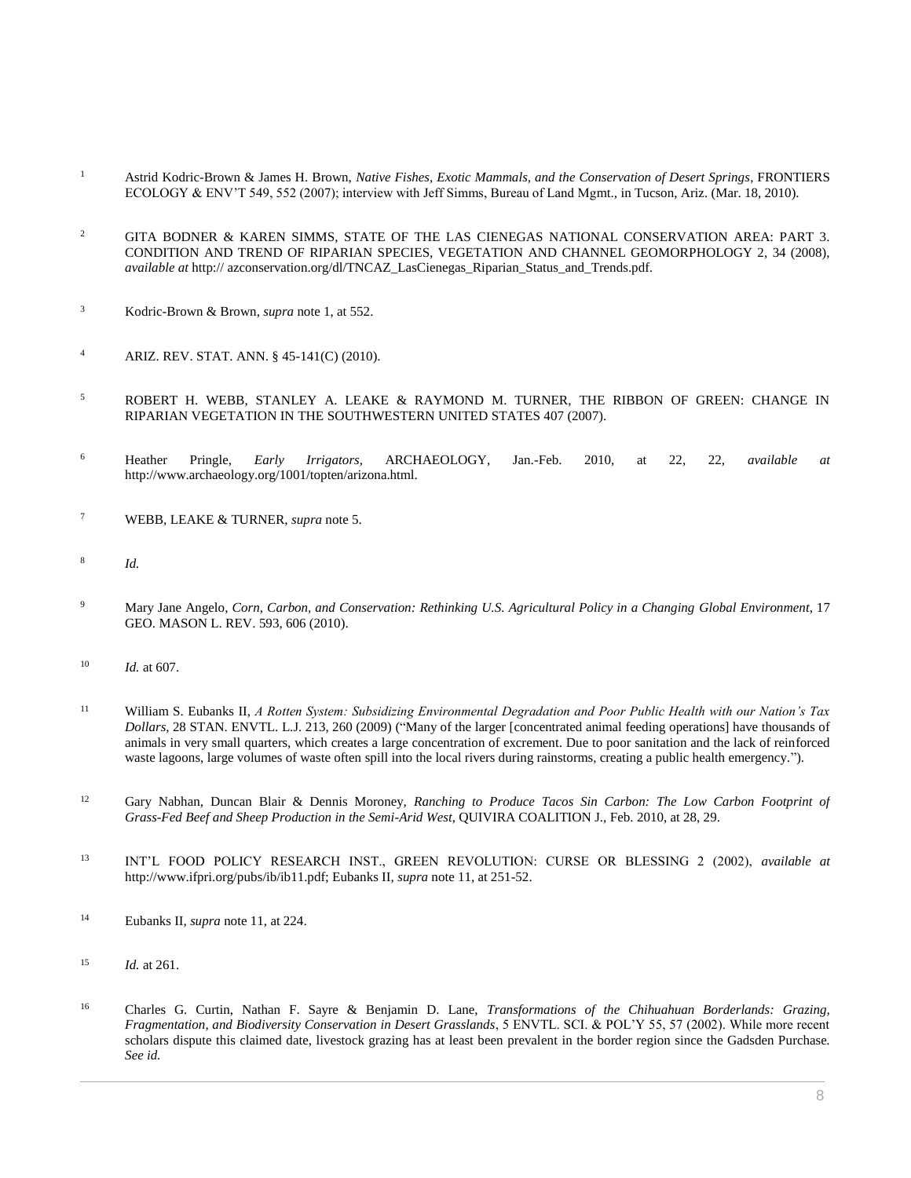[1] Astrid Kodric-Brown & James H. Brown, *Native Fishes, Exotic Mammals, and the Conservation of Desert Springs*, FRONTIERS ECOLOGY & ENV'T 549, 552 (2007); interview with Jeff Simms, Bureau of Land Mgmt., in Tucson, Ariz. (Mar. 18, 2010).

[2] GITA BODNER & KAREN SIMMS, STATE OF THE LAS CIENEGAS NATIONAL CONSERVATION AREA: PART 3. CONDITION AND TREND OF RIPARIAN SPECIES, VEGETATION AND CHANNEL GEOMORPHOLOGY 2, 34 (2008), *available at* http:// azconservation.org/dl/TNCAZ_LasCienegas_Riparian_Status_and_Trends.pdf.

[3] Kodric-Brown & Brown, *supra* note 1, at 552.

[4] ARIZ. REV. STAT. ANN. § 45-141(C) (2010).

[5] ROBERT H. WEBB, STANLEY A. LEAKE & RAYMOND M. TURNER, THE RIBBON OF GREEN: CHANGE IN RIPARIAN VEGETATION IN THE SOUTHWESTERN UNITED STATES 407 (2007).

[6] Heather Pringle, *Early Irrigators*, ARCHAEOLOGY, Jan.-Feb. 2010, at 22, 22, *available at* http://www.archaeology.org/1001/topten/arizona.html.

[7] WEBB, LEAKE & TURNER, *supra* note 5.

[8] *Id.*

[9] Mary Jane Angelo, *Corn, Carbon, and Conservation: Rethinking U.S. Agricultural Policy in a Changing Global Environment*, 17 GEO. MASON L. REV. 593, 606 (2010).

[10] *Id.* at 607.

[11] William S. Eubanks II, *A Rotten System: Subsidizing Environmental Degradation and Poor Public Health with our Nation's Tax Dollars*, 28 STAN. ENVTL. L.J. 213, 260 (2009) ("Many of the larger [concentrated animal feeding operations] have thousands of animals in very small quarters, which creates a large concentration of excrement. Due to poor sanitation and the lack of reinforced waste lagoons, large volumes of waste often spill into the local rivers during rainstorms, creating a public health emergency.").

[12] Gary Nabhan, Duncan Blair & Dennis Moroney, *Ranching to Produce Tacos Sin Carbon: The Low Carbon Footprint of Grass-Fed Beef and Sheep Production in the Semi-Arid West*, QUIVIRA COALITION J., Feb. 2010, at 28, 29.

[13] INT'L FOOD POLICY RESEARCH INST., GREEN REVOLUTION: CURSE OR BLESSING 2 (2002), *available at* http://www.ifpri.org/pubs/ib/ib11.pdf; Eubanks II, *supra* note 11, at 251-52.

[14] Eubanks II, *supra* note 11, at 224.

[15] *Id.* at 261.

[16] Charles G. Curtin, Nathan F. Sayre & Benjamin D. Lane, *Transformations of the Chihuahuan Borderlands: Grazing, Fragmentation, and Biodiversity Conservation in Desert Grasslands*, 5 ENVTL. SCI. & POL'Y 55, 57 (2002). While more recent scholars dispute this claimed date, livestock grazing has at least been prevalent in the border region since the Gadsden Purchase. *See id.*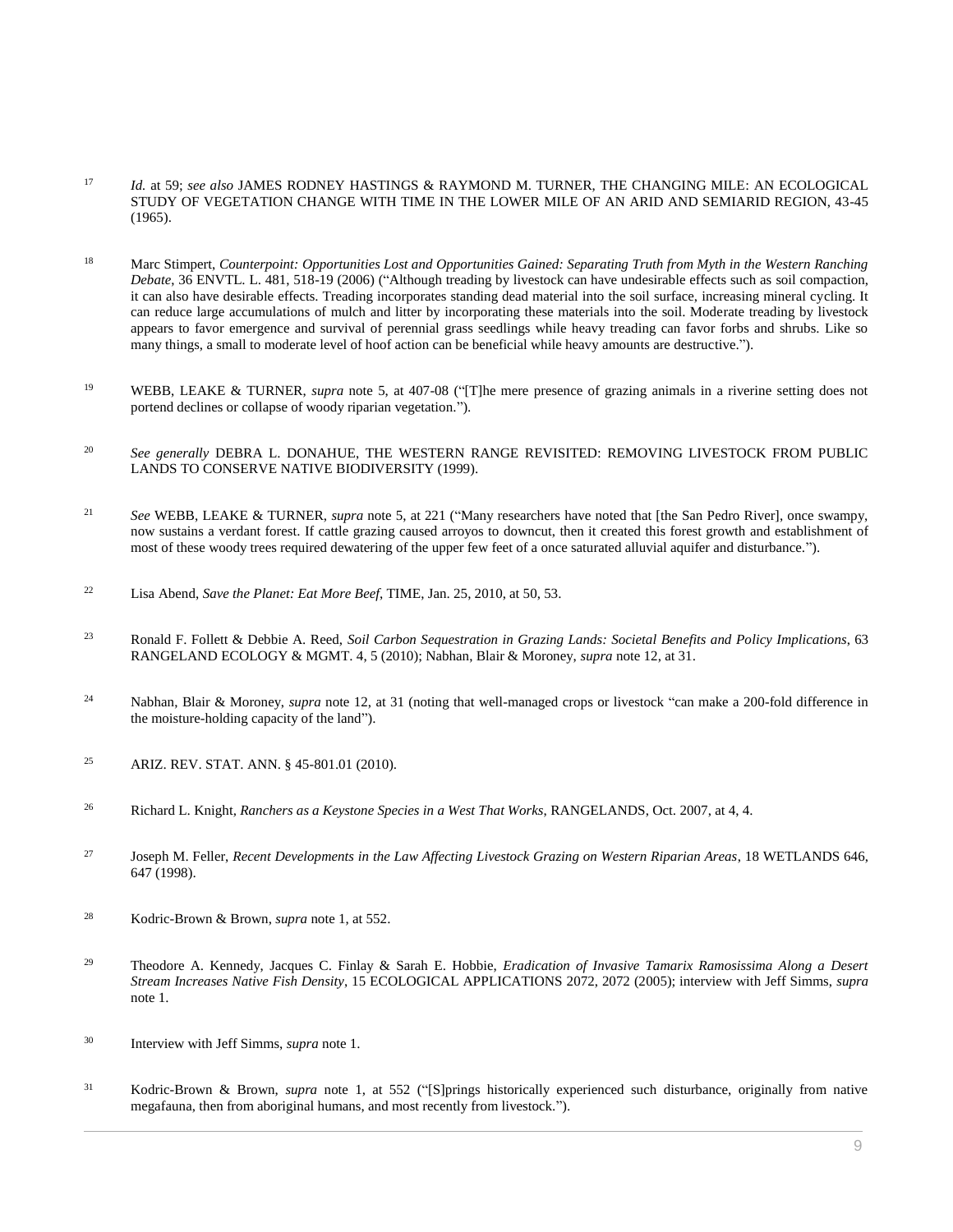[17] *Id.* at 59; *see also* JAMES RODNEY HASTINGS & RAYMOND M. TURNER, THE CHANGING MILE: AN ECOLOGICAL STUDY OF VEGETATION CHANGE WITH TIME IN THE LOWER MILE OF AN ARID AND SEMIARID REGION, 43-45 (1965).

[18] Marc Stimpert, *Counterpoint: Opportunities Lost and Opportunities Gained: Separating Truth from Myth in the Western Ranching Debate*, 36 ENVTL. L. 481, 518-19 (2006) ("Although treading by livestock can have undesirable effects such as soil compaction, it can also have desirable effects. Treading incorporates standing dead material into the soil surface, increasing mineral cycling. It can reduce large accumulations of mulch and litter by incorporating these materials into the soil. Moderate treading by livestock appears to favor emergence and survival of perennial grass seedlings while heavy treading can favor forbs and shrubs. Like so many things, a small to moderate level of hoof action can be beneficial while heavy amounts are destructive.").

[19] WEBB, LEAKE & TURNER, *supra* note 5, at 407-08 ("[T]he mere presence of grazing animals in a riverine setting does not portend declines or collapse of woody riparian vegetation.").

[20] *See generally* DEBRA L. DONAHUE, THE WESTERN RANGE REVISITED: REMOVING LIVESTOCK FROM PUBLIC LANDS TO CONSERVE NATIVE BIODIVERSITY (1999).

[21] *See* WEBB, LEAKE & TURNER, *supra* note 5, at 221 ("Many researchers have noted that [the San Pedro River], once swampy, now sustains a verdant forest. If cattle grazing caused arroyos to downcut, then it created this forest growth and establishment of most of these woody trees required dewatering of the upper few feet of a once saturated alluvial aquifer and disturbance.").

[22] Lisa Abend, *Save the Planet: Eat More Beef*, TIME, Jan. 25, 2010, at 50, 53.

[23] Ronald F. Follett & Debbie A. Reed, *Soil Carbon Sequestration in Grazing Lands: Societal Benefits and Policy Implications*, 63 RANGELAND ECOLOGY & MGMT. 4, 5 (2010); Nabhan, Blair & Moroney, *supra* note 12, at 31.

[24] Nabhan, Blair & Moroney, *supra* note 12, at 31 (noting that well-managed crops or livestock "can make a 200-fold difference in the moisture-holding capacity of the land").

[25] ARIZ. REV. STAT. ANN. § 45-801.01 (2010).

[26] Richard L. Knight, *Ranchers as a Keystone Species in a West That Works*, RANGELANDS, Oct. 2007, at 4, 4.

[27] Joseph M. Feller, *Recent Developments in the Law Affecting Livestock Grazing on Western Riparian Areas*, 18 WETLANDS 646, 647 (1998).

[28] Kodric-Brown & Brown, *supra* note 1, at 552.

[29] Theodore A. Kennedy, Jacques C. Finlay & Sarah E. Hobbie, *Eradication of Invasive Tamarix Ramosissima Along a Desert Stream Increases Native Fish Density*, 15 ECOLOGICAL APPLICATIONS 2072, 2072 (2005); interview with Jeff Simms, *supra* note 1.

[30] Interview with Jeff Simms, *supra* note 1.

[31] Kodric-Brown & Brown, *supra* note 1, at 552 ("[S]prings historically experienced such disturbance, originally from native megafauna, then from aboriginal humans, and most recently from livestock.").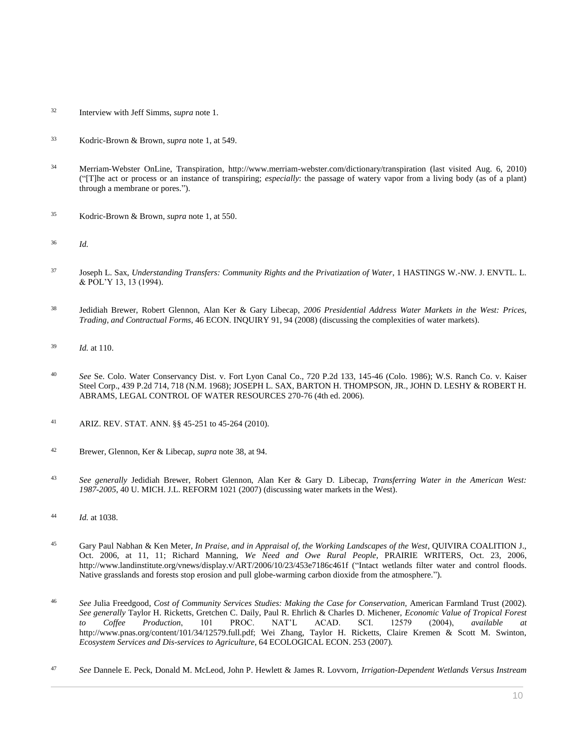[32] Interview with Jeff Simms, *supra* note 1.

[33] Kodric-Brown & Brown, *supra* note 1, at 549.

[34] Merriam-Webster OnLine, Transpiration, http://www.merriam-webster.com/dictionary/transpiration (last visited Aug. 6, 2010) ("[T]he act or process or an instance of transpiring; *especially*: the passage of watery vapor from a living body (as of a plant) through a membrane or pores.").

[35] Kodric-Brown & Brown, *supra* note 1, at 550.

[36] *Id.*

[37] Joseph L. Sax, *Understanding Transfers: Community Rights and the Privatization of Water*, 1 HASTINGS W.-NW. J. ENVTL. L. & POL'Y 13, 13 (1994).

[38] Jedidiah Brewer, Robert Glennon, Alan Ker & Gary Libecap, *2006 Presidential Address Water Markets in the West: Prices, Trading, and Contractual Forms*, 46 ECON. INQUIRY 91, 94 (2008) (discussing the complexities of water markets).

[39] *Id.* at 110.

[40] *See* Se. Colo. Water Conservancy Dist. v. Fort Lyon Canal Co., 720 P.2d 133, 145-46 (Colo. 1986); W.S. Ranch Co. v. Kaiser Steel Corp., 439 P.2d 714, 718 (N.M. 1968); JOSEPH L. SAX, BARTON H. THOMPSON, JR., JOHN D. LESHY & ROBERT H. ABRAMS, LEGAL CONTROL OF WATER RESOURCES 270-76 (4th ed. 2006).

[41] ARIZ. REV. STAT. ANN. §§ 45-251 to 45-264 (2010).

[42] Brewer, Glennon, Ker & Libecap, *supra* note 38, at 94.

[43] *See generally* Jedidiah Brewer, Robert Glennon, Alan Ker & Gary D. Libecap, *Transferring Water in the American West: 1987-2005*, 40 U. MICH. J.L. REFORM 1021 (2007) (discussing water markets in the West).

[44] *Id.* at 1038.

[45] Gary Paul Nabhan & Ken Meter, *In Praise, and in Appraisal of, the Working Landscapes of the West*, QUIVIRA COALITION J., Oct. 2006, at 11, 11; Richard Manning, *We Need and Owe Rural People*, PRAIRIE WRITERS, Oct. 23, 2006, http://www.landinstitute.org/vnews/display.v/ART/2006/10/23/453e7186c461f ("Intact wetlands filter water and control floods. Native grasslands and forests stop erosion and pull globe-warming carbon dioxide from the atmosphere.").

[46] *See* Julia Freedgood, *Cost of Community Services Studies: Making the Case for Conservation*, American Farmland Trust (2002). *See generally* Taylor H. Ricketts, Gretchen C. Daily, Paul R. Ehrlich & Charles D. Michener, *Economic Value of Tropical Forest to Coffee Production*, 101 PROC. NAT'L ACAD. SCI. 12579 (2004), *available at* http://www.pnas.org/content/101/34/12579.full.pdf; Wei Zhang, Taylor H. Ricketts, Claire Kremen & Scott M. Swinton, *Ecosystem Services and Dis-services to Agriculture*, 64 ECOLOGICAL ECON. 253 (2007).

[47] *See* Dannele E. Peck, Donald M. McLeod, John P. Hewlett & James R. Lovvorn, *Irrigation-Dependent Wetlands Versus Instream*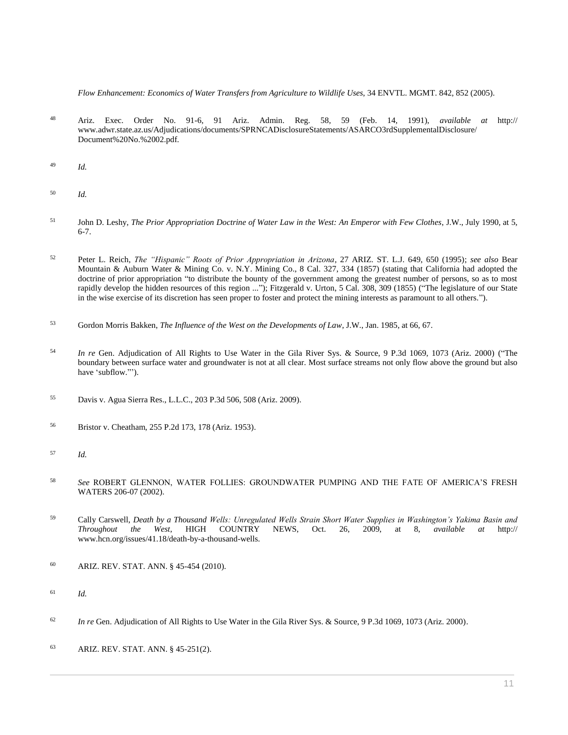*Flow Enhancement: Economics of Water Transfers from Agriculture to Wildlife Uses*, 34 ENVTL. MGMT. 842, 852 (2005).

48 Ariz. Exec. Order No. 91-6, 91 Ariz. Admin. Reg. 58, 59 (Feb. 14, 1991), *available at* http://www.adwr.state.az.us/Adjudications/documents/SPRNCADisclosureStatements/ASARCO3rdSupplementalDisclosure/Document%20No.%2002.pdf.

49 *Id.*

50 *Id.*

51 John D. Leshy, *The Prior Appropriation Doctrine of Water Law in the West: An Emperor with Few Clothes*, J.W., July 1990, at 5, 6-7.

52 Peter L. Reich, *The "Hispanic" Roots of Prior Appropriation in Arizona*, 27 ARIZ. ST. L.J. 649, 650 (1995); *see also* Bear Mountain & Auburn Water & Mining Co. v. N.Y. Mining Co., 8 Cal. 327, 334 (1857) (stating that California had adopted the doctrine of prior appropriation "to distribute the bounty of the government among the greatest number of persons, so as to most rapidly develop the hidden resources of this region ..."); Fitzgerald v. Urton, 5 Cal. 308, 309 (1855) ("The legislature of our State in the wise exercise of its discretion has seen proper to foster and protect the mining interests as paramount to all others.").

53 Gordon Morris Bakken, *The Influence of the West on the Developments of Law*, J.W., Jan. 1985, at 66, 67.

54 *In re* Gen. Adjudication of All Rights to Use Water in the Gila River Sys. & Source, 9 P.3d 1069, 1073 (Ariz. 2000) ("The boundary between surface water and groundwater is not at all clear. Most surface streams not only flow above the ground but also have 'subflow.'").

55 Davis v. Agua Sierra Res., L.L.C., 203 P.3d 506, 508 (Ariz. 2009).

56 Bristor v. Cheatham, 255 P.2d 173, 178 (Ariz. 1953).

57 *Id.*

58 *See* ROBERT GLENNON, WATER FOLLIES: GROUNDWATER PUMPING AND THE FATE OF AMERICA'S FRESH WATERS 206-07 (2002).

59 Cally Carswell, *Death by a Thousand Wells: Unregulated Wells Strain Short Water Supplies in Washington's Yakima Basin and Throughout the West*, HIGH COUNTRY NEWS, Oct. 26, 2009, at 8, *available at* http://www.hcn.org/issues/41.18/death-by-a-thousand-wells.

60 ARIZ. REV. STAT. ANN. § 45-454 (2010).

61 *Id.*

62 *In re* Gen. Adjudication of All Rights to Use Water in the Gila River Sys. & Source, 9 P.3d 1069, 1073 (Ariz. 2000).

63 ARIZ. REV. STAT. ANN. § 45-251(2).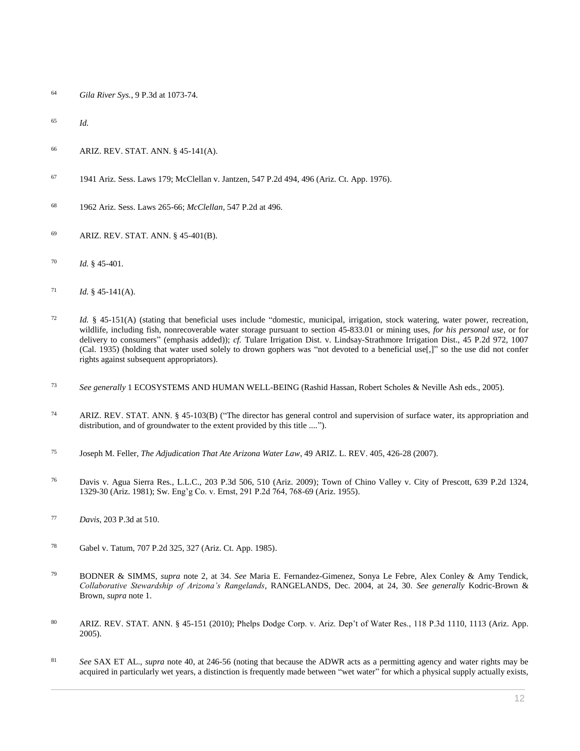[64] *Gila River Sys.*, 9 P.3d at 1073-74.

[65] *Id.*

[66] ARIZ. REV. STAT. ANN. § 45-141(A).

[67] 1941 Ariz. Sess. Laws 179; McClellan v. Jantzen, 547 P.2d 494, 496 (Ariz. Ct. App. 1976).

[68] 1962 Ariz. Sess. Laws 265-66; *McClellan*, 547 P.2d at 496.

[69] ARIZ. REV. STAT. ANN. § 45-401(B).

[70] *Id.* § 45-401.

[71] *Id.* § 45-141(A).

[72] *Id.* § 45-151(A) (stating that beneficial uses include "domestic, municipal, irrigation, stock watering, water power, recreation, wildlife, including fish, nonrecoverable water storage pursuant to section 45-833.01 or mining uses, *for his personal use*, or for delivery to consumers" (emphasis added)); *cf.* Tulare Irrigation Dist. v. Lindsay-Strathmore Irrigation Dist., 45 P.2d 972, 1007 (Cal. 1935) (holding that water used solely to drown gophers was "not devoted to a beneficial use[,]" so the use did not confer rights against subsequent appropriators).

[73] *See generally* 1 ECOSYSTEMS AND HUMAN WELL-BEING (Rashid Hassan, Robert Scholes & Neville Ash eds., 2005).

[74] ARIZ. REV. STAT. ANN. § 45-103(B) ("The director has general control and supervision of surface water, its appropriation and distribution, and of groundwater to the extent provided by this title ....").

[75] Joseph M. Feller, *The Adjudication That Ate Arizona Water Law*, 49 ARIZ. L. REV. 405, 426-28 (2007).

[76] Davis v. Agua Sierra Res., L.L.C., 203 P.3d 506, 510 (Ariz. 2009); Town of Chino Valley v. City of Prescott, 639 P.2d 1324, 1329-30 (Ariz. 1981); Sw. Eng'g Co. v. Ernst, 291 P.2d 764, 768-69 (Ariz. 1955).

[77] *Davis*, 203 P.3d at 510.

[78] Gabel v. Tatum, 707 P.2d 325, 327 (Ariz. Ct. App. 1985).

[79] BODNER & SIMMS, *supra* note 2, at 34. *See* Maria E. Fernandez-Gimenez, Sonya Le Febre, Alex Conley & Amy Tendick, *Collaborative Stewardship of Arizona's Rangelands*, RANGELANDS, Dec. 2004, at 24, 30. *See generally* Kodric-Brown & Brown, *supra* note 1.

[80] ARIZ. REV. STAT. ANN. § 45-151 (2010); Phelps Dodge Corp. v. Ariz. Dep't of Water Res., 118 P.3d 1110, 1113 (Ariz. App. 2005).

[81] *See* SAX ET AL., *supra* note 40, at 246-56 (noting that because the ADWR acts as a permitting agency and water rights may be acquired in particularly wet years, a distinction is frequently made between "wet water" for which a physical supply actually exists,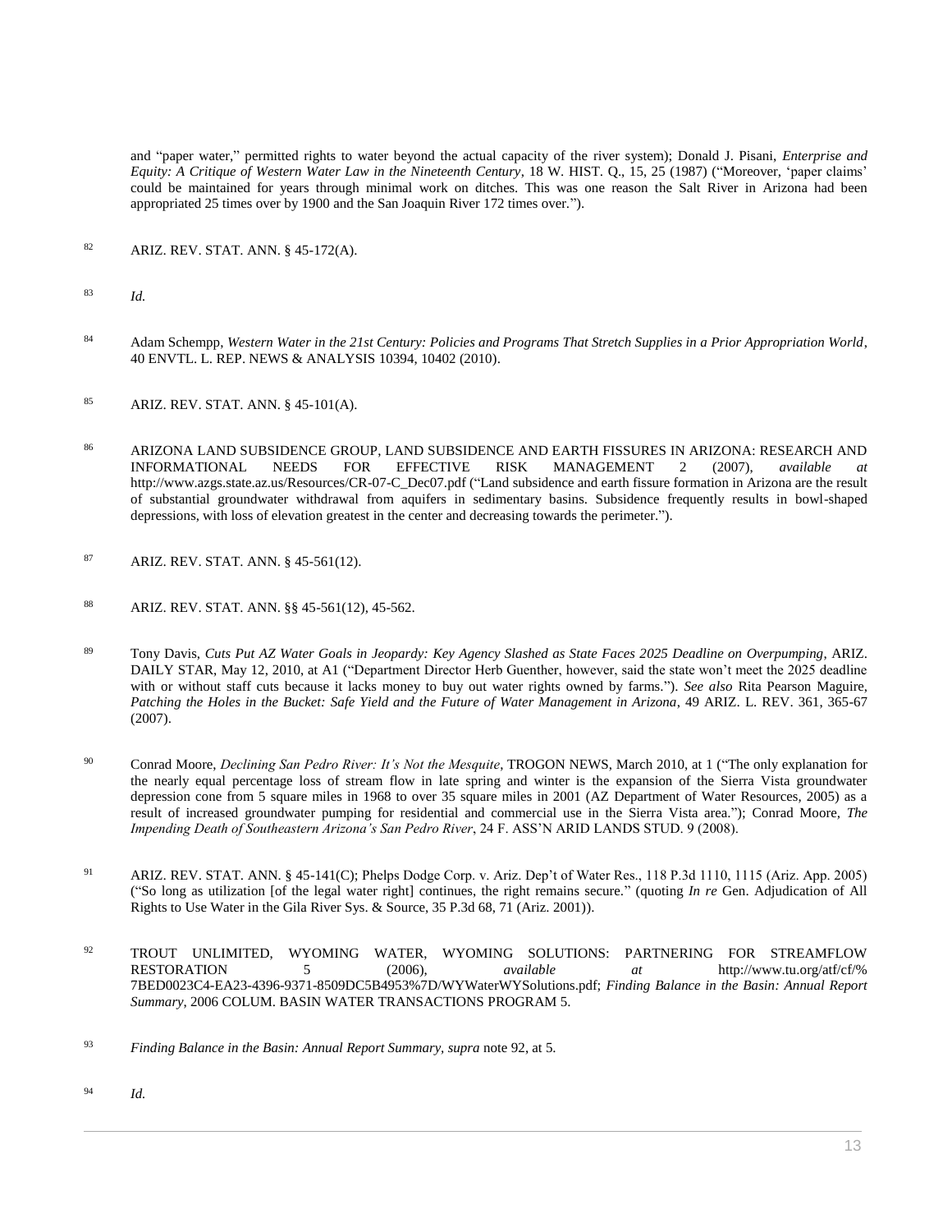and "paper water," permitted rights to water beyond the actual capacity of the river system); Donald J. Pisani, *Enterprise and Equity: A Critique of Western Water Law in the Nineteenth Century*, 18 W. HIST. Q., 15, 25 (1987) ("Moreover, 'paper claims' could be maintained for years through minimal work on ditches. This was one reason the Salt River in Arizona had been appropriated 25 times over by 1900 and the San Joaquin River 172 times over.").

82 ARIZ. REV. STAT. ANN. § 45-172(A).

83 *Id.*

84 Adam Schempp, *Western Water in the 21st Century: Policies and Programs That Stretch Supplies in a Prior Appropriation World*, 40 ENVTL. L. REP. NEWS & ANALYSIS 10394, 10402 (2010).

85 ARIZ. REV. STAT. ANN. § 45-101(A).

86 ARIZONA LAND SUBSIDENCE GROUP, LAND SUBSIDENCE AND EARTH FISSURES IN ARIZONA: RESEARCH AND INFORMATIONAL NEEDS FOR EFFECTIVE RISK MANAGEMENT 2 (2007), *available at* http://www.azgs.state.az.us/Resources/CR-07-C_Dec07.pdf ("Land subsidence and earth fissure formation in Arizona are the result of substantial groundwater withdrawal from aquifers in sedimentary basins. Subsidence frequently results in bowl-shaped depressions, with loss of elevation greatest in the center and decreasing towards the perimeter.").

87 ARIZ. REV. STAT. ANN. § 45-561(12).

88 ARIZ. REV. STAT. ANN. §§ 45-561(12), 45-562.

89 Tony Davis, *Cuts Put AZ Water Goals in Jeopardy: Key Agency Slashed as State Faces 2025 Deadline on Overpumping*, ARIZ. DAILY STAR, May 12, 2010, at A1 ("Department Director Herb Guenther, however, said the state won't meet the 2025 deadline with or without staff cuts because it lacks money to buy out water rights owned by farms."). *See also* Rita Pearson Maguire, *Patching the Holes in the Bucket: Safe Yield and the Future of Water Management in Arizona*, 49 ARIZ. L. REV. 361, 365-67 (2007).

90 Conrad Moore, *Declining San Pedro River: It's Not the Mesquite*, TROGON NEWS, March 2010, at 1 ("The only explanation for the nearly equal percentage loss of stream flow in late spring and winter is the expansion of the Sierra Vista groundwater depression cone from 5 square miles in 1968 to over 35 square miles in 2001 (AZ Department of Water Resources, 2005) as a result of increased groundwater pumping for residential and commercial use in the Sierra Vista area."); Conrad Moore, *The Impending Death of Southeastern Arizona's San Pedro River*, 24 F. ASS'N ARID LANDS STUD. 9 (2008).

91 ARIZ. REV. STAT. ANN. § 45-141(C); Phelps Dodge Corp. v. Ariz. Dep't of Water Res., 118 P.3d 1110, 1115 (Ariz. App. 2005) ("So long as utilization [of the legal water right] continues, the right remains secure." (quoting *In re* Gen. Adjudication of All Rights to Use Water in the Gila River Sys. & Source, 35 P.3d 68, 71 (Ariz. 2001)).

92 TROUT UNLIMITED, WYOMING WATER, WYOMING SOLUTIONS: PARTNERING FOR STREAMFLOW RESTORATION 5 (2006), *available at* http://www.tu.org/atf/cf/%7BED0023C4-EA23-4396-9371-8509DC5B4953%7D/WYWaterWYSolutions.pdf; *Finding Balance in the Basin: Annual Report Summary*, 2006 COLUM. BASIN WATER TRANSACTIONS PROGRAM 5.

93 *Finding Balance in the Basin: Annual Report Summary*, *supra* note 92, at 5.

94 *Id.*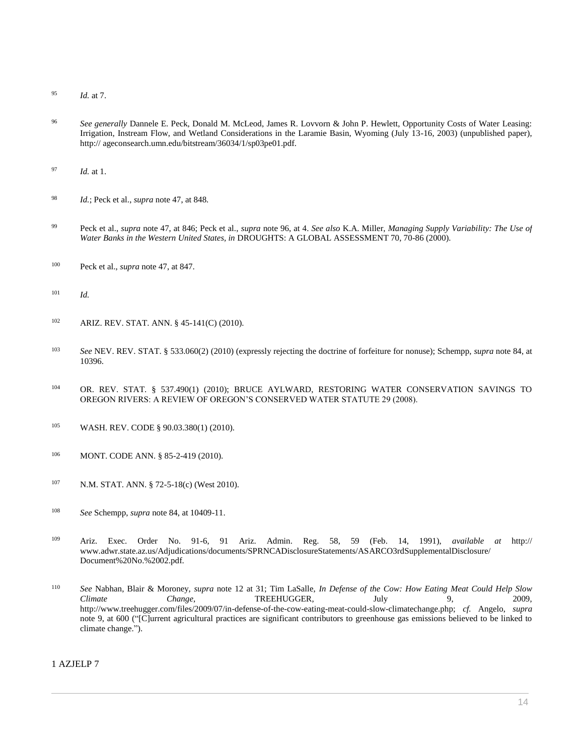95 *Id.* at 7.

96 *See generally* Dannele E. Peck, Donald M. McLeod, James R. Lovvorn & John P. Hewlett, Opportunity Costs of Water Leasing: Irrigation, Instream Flow, and Wetland Considerations in the Laramie Basin, Wyoming (July 13-16, 2003) (unpublished paper), http:// ageconsearch.umn.edu/bitstream/36034/1/sp03pe01.pdf.

97 *Id.* at 1.

98 *Id.*; Peck et al., *supra* note 47, at 848.

99 Peck et al., *supra* note 47, at 846; Peck et al., *supra* note 96, at 4. *See also* K.A. Miller, *Managing Supply Variability: The Use of Water Banks in the Western United States, in* DROUGHTS: A GLOBAL ASSESSMENT 70, 70-86 (2000).

100 Peck et al., *supra* note 47, at 847.

101 *Id.*

102 ARIZ. REV. STAT. ANN. § 45-141(C) (2010).

103 *See* NEV. REV. STAT. § 533.060(2) (2010) (expressly rejecting the doctrine of forfeiture for nonuse); Schempp, *supra* note 84, at 10396.

104 OR. REV. STAT. § 537.490(1) (2010); BRUCE AYLWARD, RESTORING WATER CONSERVATION SAVINGS TO OREGON RIVERS: A REVIEW OF OREGON'S CONSERVED WATER STATUTE 29 (2008).

105 WASH. REV. CODE § 90.03.380(1) (2010).

106 MONT. CODE ANN. § 85-2-419 (2010).

107 N.M. STAT. ANN. § 72-5-18(c) (West 2010).

108 *See* Schempp, *supra* note 84, at 10409-11.

109 Ariz. Exec. Order No. 91-6, 91 Ariz. Admin. Reg. 58, 59 (Feb. 14, 1991), *available at* http:// www.adwr.state.az.us/Adjudications/documents/SPRNCADisclosureStatements/ASARCO3rdSupplementalDisclosure/ Document%20No.%2002.pdf.

110 *See* Nabhan, Blair & Moroney, *supra* note 12 at 31; Tim LaSalle, *In Defense of the Cow: How Eating Meat Could Help Slow Climate Change*, TREEHUGGER, July 9, 2009, http://www.treehugger.com/files/2009/07/in-defense-of-the-cow-eating-meat-could-slow-climatechange.php; *cf.* Angelo, *supra* note 9, at 600 ("[C]urrent agricultural practices are significant contributors to greenhouse gas emissions believed to be linked to climate change.").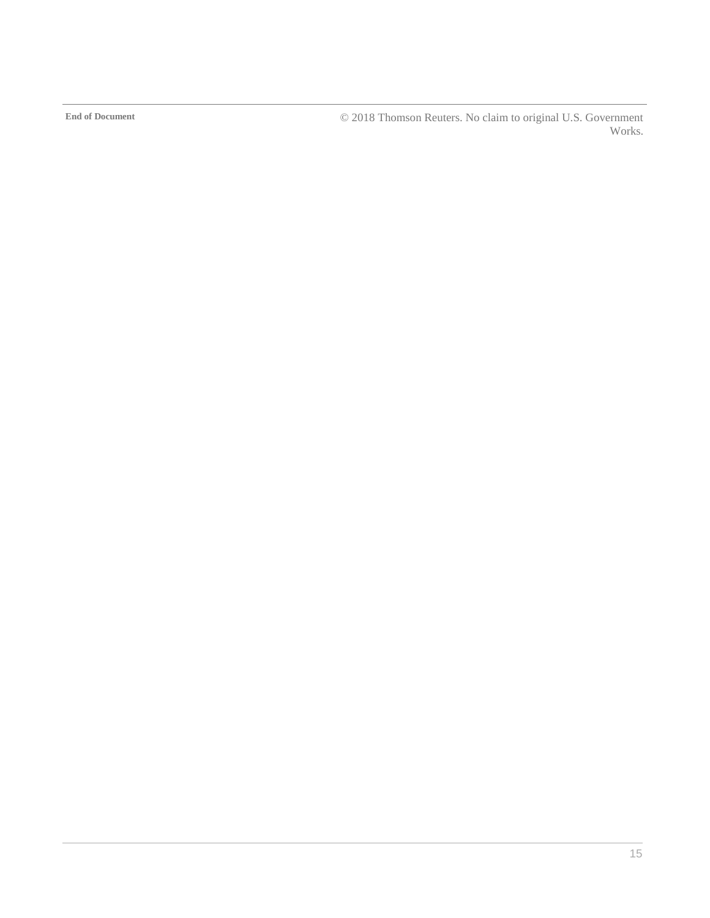**End of Document**

© 2018 Thomson Reuters. No claim to original U.S. Government Works.